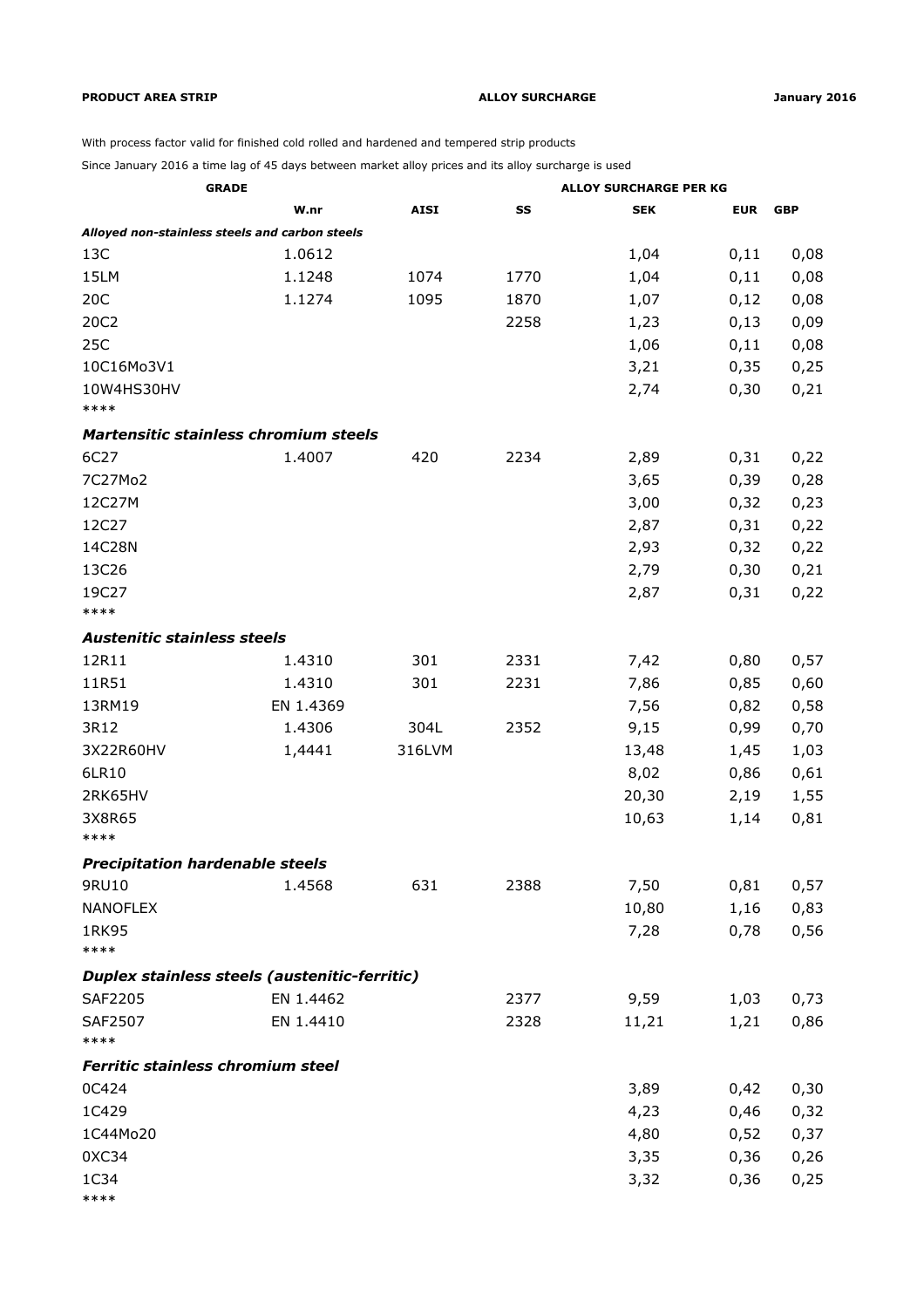**PRODUCT AREA STRIP** **ALLOY SURCHARGE** **January 2016**

With process factor valid for finished cold rolled and hardened and tempered strip products

Since January 2016 a time lag of 45 days between market alloy prices and its alloy surcharge is used

| GRADE | | | | ALLOY SURCHARGE PER KG | | |
|---|---|---|---|---|---|---|
| | **W.nr** | **AISI** | **SS** | **SEK** | **EUR** | **GBP** |
| ***Alloyed non-stainless steels and carbon steels*** | | | | | | |
| 13C | 1.0612 | | | 1,04 | 0,11 | 0,08 |
| 15LM | 1.1248 | 1074 | 1770 | 1,04 | 0,11 | 0,08 |
| 20C | 1.1274 | 1095 | 1870 | 1,07 | 0,12 | 0,08 |
| 20C2 | | | 2258 | 1,23 | 0,13 | 0,09 |
| 25C | | | | 1,06 | 0,11 | 0,08 |
| 10C16Mo3V1 | | | | 3,21 | 0,35 | 0,25 |
| 10W4HS30HV | | | | 2,74 | 0,30 | 0,21 |
| **** | | | | | | |
| ***Martensitic stainless chromium steels*** | | | | | | |
| 6C27 | 1.4007 | 420 | 2234 | 2,89 | 0,31 | 0,22 |
| 7C27Mo2 | | | | 3,65 | 0,39 | 0,28 |
| 12C27M | | | | 3,00 | 0,32 | 0,23 |
| 12C27 | | | | 2,87 | 0,31 | 0,22 |
| 14C28N | | | | 2,93 | 0,32 | 0,22 |
| 13C26 | | | | 2,79 | 0,30 | 0,21 |
| 19C27 | | | | 2,87 | 0,31 | 0,22 |
| **** | | | | | | |
| ***Austenitic stainless steels*** | | | | | | |
| 12R11 | 1.4310 | 301 | 2331 | 7,42 | 0,80 | 0,57 |
| 11R51 | 1.4310 | 301 | 2231 | 7,86 | 0,85 | 0,60 |
| 13RM19 | EN 1.4369 | | | 7,56 | 0,82 | 0,58 |
| 3R12 | 1.4306 | 304L | 2352 | 9,15 | 0,99 | 0,70 |
| 3X22R60HV | 1,4441 | 316LVM | | 13,48 | 1,45 | 1,03 |
| 6LR10 | | | | 8,02 | 0,86 | 0,61 |
| 2RK65HV | | | | 20,30 | 2,19 | 1,55 |
| 3X8R65 | | | | 10,63 | 1,14 | 0,81 |
| **** | | | | | | |
| ***Precipitation hardenable steels*** | | | | | | |
| 9RU10 | 1.4568 | 631 | 2388 | 7,50 | 0,81 | 0,57 |
| NANOFLEX | | | | 10,80 | 1,16 | 0,83 |
| 1RK95 | | | | 7,28 | 0,78 | 0,56 |
| **** | | | | | | |
| ***Duplex stainless steels (austenitic-ferritic)*** | | | | | | |
| SAF2205 | EN 1.4462 | | 2377 | 9,59 | 1,03 | 0,73 |
| SAF2507 | EN 1.4410 | | 2328 | 11,21 | 1,21 | 0,86 |
| **** | | | | | | |
| ***Ferritic stainless chromium steel*** | | | | | | |
| 0C424 | | | | 3,89 | 0,42 | 0,30 |
| 1C429 | | | | 4,23 | 0,46 | 0,32 |
| 1C44Mo20 | | | | 4,80 | 0,52 | 0,37 |
| 0XC34 | | | | 3,35 | 0,36 | 0,26 |
| 1C34 | | | | 3,32 | 0,36 | 0,25 |
| **** | | | | | | |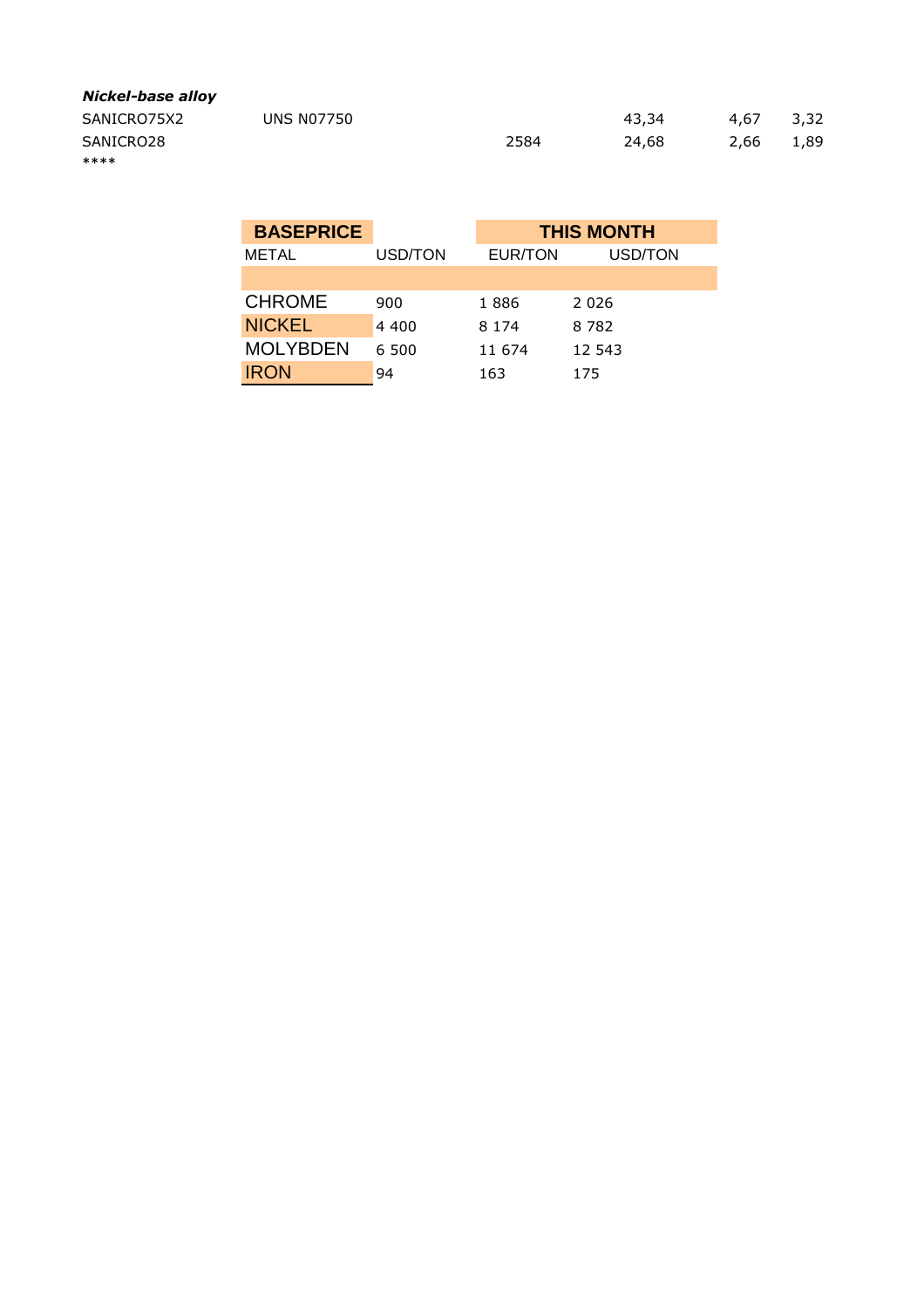***Nickel-base alloy***

| | | | | | |
|---|---|---|---|---|---|
| SANICRO75X2 | UNS N07750 | | 43,34 | 4,67 | 3,32 |
| SANICRO28 | | 2584 | 24,68 | 2,66 | 1,89 |

****

| BASEPRICE | | THIS MONTH | |
|---|---|---|---|
| METAL | USD/TON | EUR/TON | USD/TON |
| | | | |
| CHROME | 900 | 1 886 | 2 026 |
| NICKEL | 4 400 | 8 174 | 8 782 |
| MOLYBDEN | 6 500 | 11 674 | 12 543 |
| IRON | 94 | 163 | 175 |